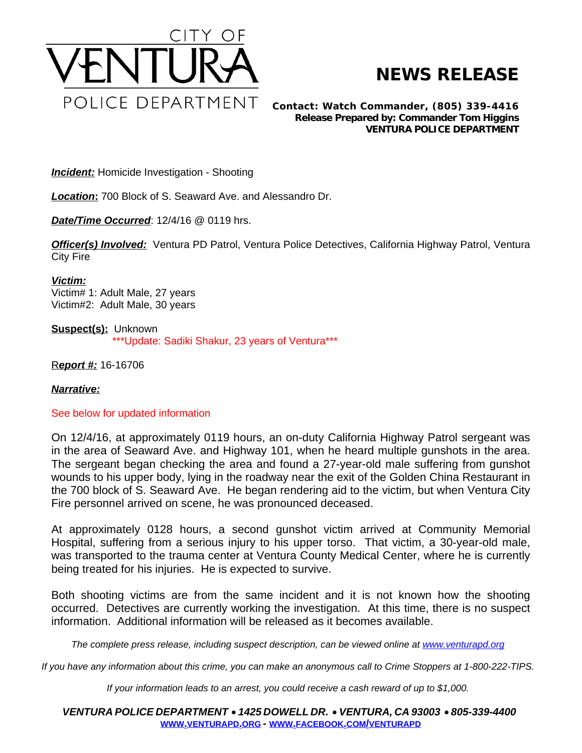CITY OF
# VENTURA
POLICE DEPARTMENT

# NEWS RELEASE

**Contact: Watch Commander, (805) 339-4416**
**Release Prepared by: Commander Tom Higgins**
**VENTURA POLICE DEPARTMENT**

***Incident:*** Homicide Investigation - Shooting

***Location*:** 700 Block of S. Seaward Ave. and Alessandro Dr.

***Date/Time Occurred***: 12/4/16 @ 0119 hrs.

***Officer(s) Involved:*** Ventura PD Patrol, Ventura Police Detectives, California Highway Patrol, Ventura City Fire

***Victim:***
Victim# 1: Adult Male, 27 years
Victim#2: Adult Male, 30 years

**Suspect(s):** Unknown
***Update: Sadiki Shakur, 23 years of Ventura***

R***eport #:*** 16-16706

***Narrative:***

See below for updated information

On 12/4/16, at approximately 0119 hours, an on-duty California Highway Patrol sergeant was in the area of Seaward Ave. and Highway 101, when he heard multiple gunshots in the area. The sergeant began checking the area and found a 27-year-old male suffering from gunshot wounds to his upper body, lying in the roadway near the exit of the Golden China Restaurant in the 700 block of S. Seaward Ave. He began rendering aid to the victim, but when Ventura City Fire personnel arrived on scene, he was pronounced deceased.

At approximately 0128 hours, a second gunshot victim arrived at Community Memorial Hospital, suffering from a serious injury to his upper torso. That victim, a 30-year-old male, was transported to the trauma center at Ventura County Medical Center, where he is currently being treated for his injuries. He is expected to survive.

Both shooting victims are from the same incident and it is not known how the shooting occurred. Detectives are currently working the investigation. At this time, there is no suspect information. Additional information will be released as it becomes available.

*The complete press release, including suspect description, can be viewed online at [www.venturapd.org](http://www.venturapd.org)*

*If you have any information about this crime, you can make an anonymous call to Crime Stoppers at 1-800-222-TIPS.*

*If your information leads to an arrest, you could receive a cash reward of up to $1,000.*

***VENTURA POLICE DEPARTMENT • 1425 DOWELL DR. • VENTURA, CA 93003 • 805-339-4400***
**[WWW.VENTURAPD.ORG](http://www.venturapd.org) - [WWW.FACEBOOK.COM/VENTURAPD](http://www.facebook.com/venturapd)**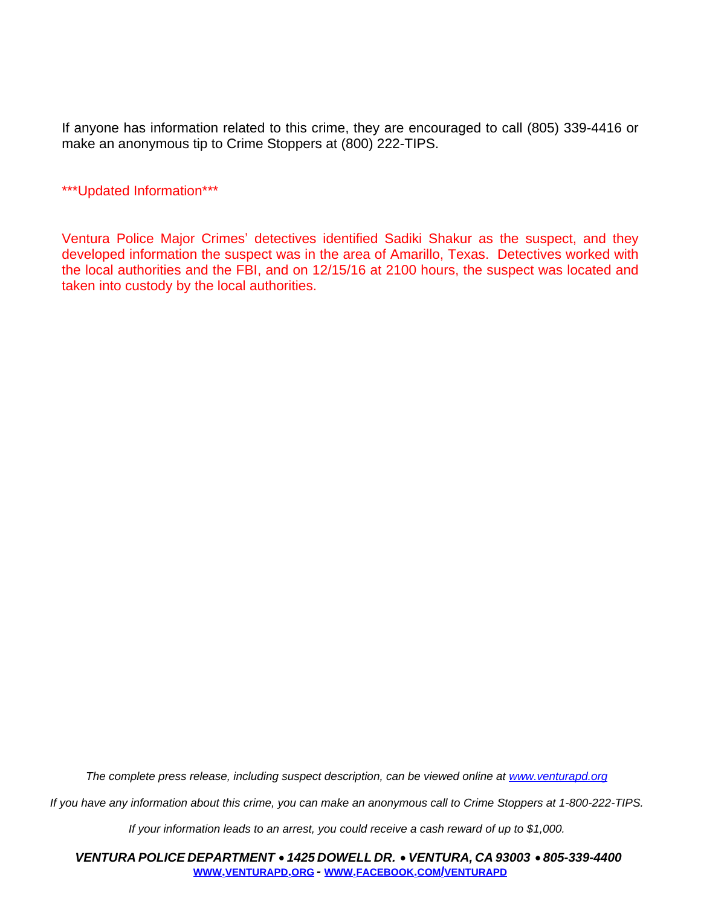If anyone has information related to this crime, they are encouraged to call (805) 339-4416 or make an anonymous tip to Crime Stoppers at (800) 222-TIPS.

***Updated Information***

Ventura Police Major Crimes' detectives identified Sadiki Shakur as the suspect, and they developed information the suspect was in the area of Amarillo, Texas. Detectives worked with the local authorities and the FBI, and on 12/15/16 at 2100 hours, the suspect was located and taken into custody by the local authorities.

*The complete press release, including suspect description, can be viewed online at [www.venturapd.org](http://www.venturapd.org)*

*If you have any information about this crime, you can make an anonymous call to Crime Stoppers at 1-800-222-TIPS.*

*If your information leads to an arrest, you could receive a cash reward of up to $1,000.*

***VENTURA POLICE DEPARTMENT • 1425 DOWELL DR. • VENTURA, CA 93003 • 805-339-4400***

**[WWW.VENTURAPD.ORG](http://www.venturapd.org) - [WWW.FACEBOOK.COM/VENTURAPD](http://www.facebook.com/venturapd)**